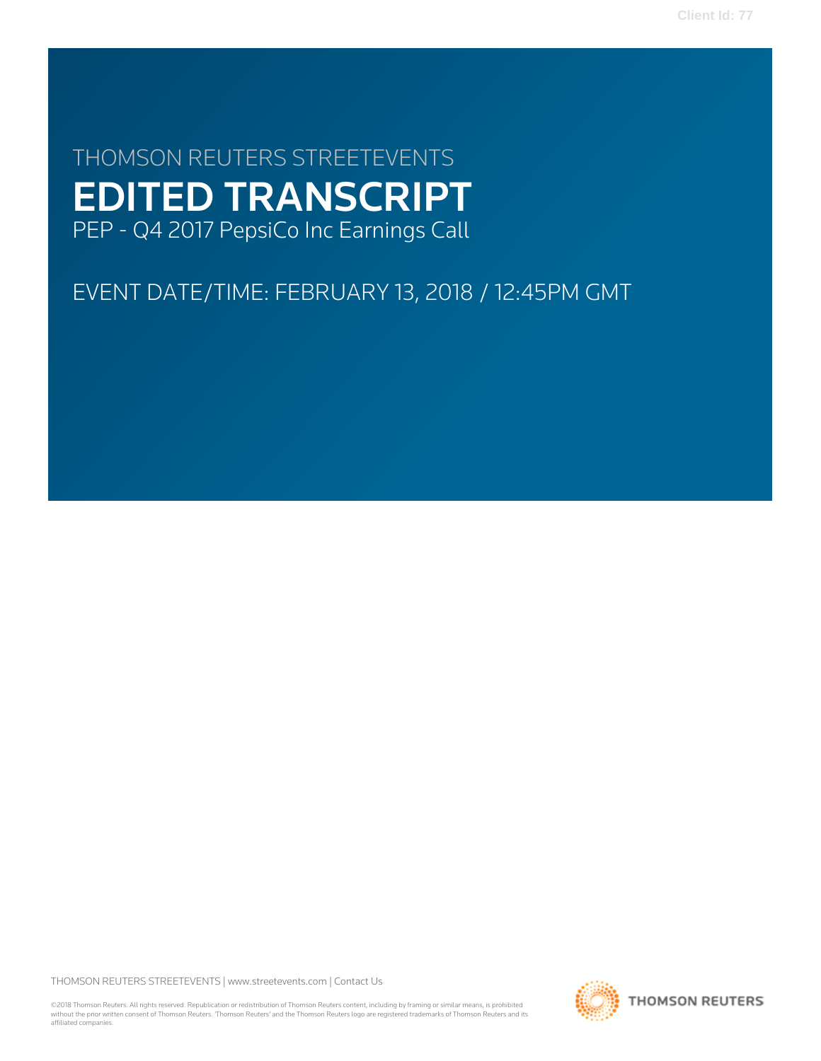Client Id: 77

THOMSON REUTERS STREETEVENTS

# EDITED TRANSCRIPT

PEP - Q4 2017 PepsiCo Inc Earnings Call

EVENT DATE/TIME: FEBRUARY 13, 2018 / 12:45PM GMT

THOMSON REUTERS STREETEVENTS | www.streetevents.com | Contact Us

©2018 Thomson Reuters. All rights reserved. Republication or redistribution of Thomson Reuters content, including by framing or similar means, is prohibited without the prior written consent of Thomson Reuters. 'Thomson Reuters' and the Thomson Reuters logo are registered trademarks of Thomson Reuters and its affiliated companies.

THOMSON REUTERS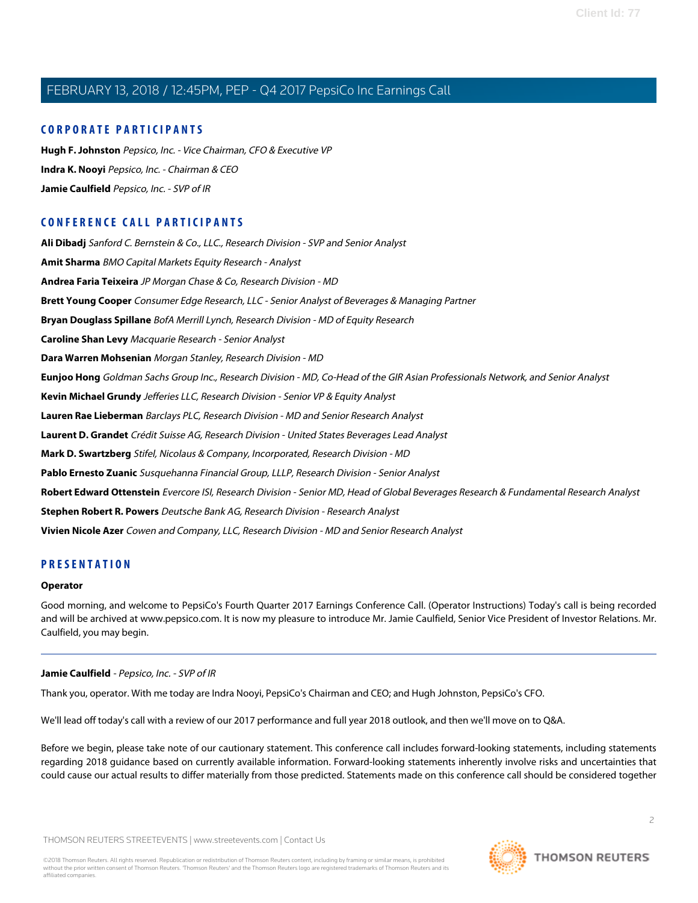## CORPORATE PARTICIPANTS

**Hugh F. Johnston** *Pepsico, Inc. - Vice Chairman, CFO & Executive VP*

**Indra K. Nooyi** *Pepsico, Inc. - Chairman & CEO*

**Jamie Caulfield** *Pepsico, Inc. - SVP of IR*

## CONFERENCE CALL PARTICIPANTS

**Ali Dibadj** *Sanford C. Bernstein & Co., LLC., Research Division - SVP and Senior Analyst*

**Amit Sharma** *BMO Capital Markets Equity Research - Analyst*

**Andrea Faria Teixeira** *JP Morgan Chase & Co, Research Division - MD*

**Brett Young Cooper** *Consumer Edge Research, LLC - Senior Analyst of Beverages & Managing Partner*

**Bryan Douglass Spillane** *BofA Merrill Lynch, Research Division - MD of Equity Research*

**Caroline Shan Levy** *Macquarie Research - Senior Analyst*

**Dara Warren Mohsenian** *Morgan Stanley, Research Division - MD*

**Eunjoo Hong** *Goldman Sachs Group Inc., Research Division - MD, Co-Head of the GIR Asian Professionals Network, and Senior Analyst*

**Kevin Michael Grundy** *Jefferies LLC, Research Division - Senior VP & Equity Analyst*

**Lauren Rae Lieberman** *Barclays PLC, Research Division - MD and Senior Research Analyst*

**Laurent D. Grandet** *Crédit Suisse AG, Research Division - United States Beverages Lead Analyst*

**Mark D. Swartzberg** *Stifel, Nicolaus & Company, Incorporated, Research Division - MD*

**Pablo Ernesto Zuanic** *Susquehanna Financial Group, LLLP, Research Division - Senior Analyst*

**Robert Edward Ottenstein** *Evercore ISI, Research Division - Senior MD, Head of Global Beverages Research & Fundamental Research Analyst*

**Stephen Robert R. Powers** *Deutsche Bank AG, Research Division - Research Analyst*

**Vivien Nicole Azer** *Cowen and Company, LLC, Research Division - MD and Senior Research Analyst*

## PRESENTATION

**Operator**

Good morning, and welcome to PepsiCo's Fourth Quarter 2017 Earnings Conference Call. (Operator Instructions) Today's call is being recorded and will be archived at www.pepsico.com. It is now my pleasure to introduce Mr. Jamie Caulfield, Senior Vice President of Investor Relations. Mr. Caulfield, you may begin.

---

**Jamie Caulfield** *- Pepsico, Inc. - SVP of IR*

Thank you, operator. With me today are Indra Nooyi, PepsiCo's Chairman and CEO; and Hugh Johnston, PepsiCo's CFO.

We'll lead off today's call with a review of our 2017 performance and full year 2018 outlook, and then we'll move on to Q&A.

Before we begin, please take note of our cautionary statement. This conference call includes forward-looking statements, including statements regarding 2018 guidance based on currently available information. Forward-looking statements inherently involve risks and uncertainties that could cause our actual results to differ materially from those predicted. Statements made on this conference call should be considered together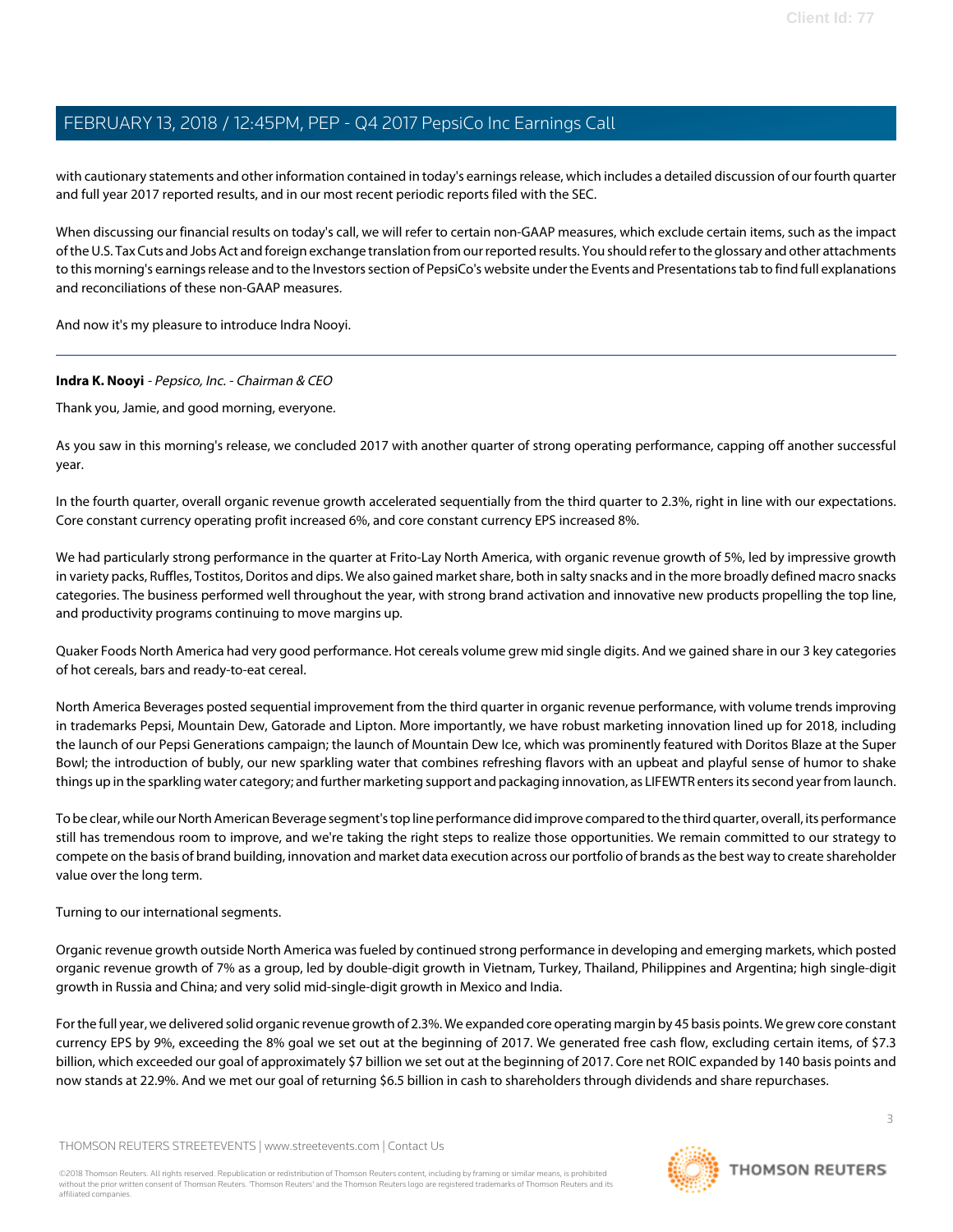with cautionary statements and other information contained in today's earnings release, which includes a detailed discussion of our fourth quarter and full year 2017 reported results, and in our most recent periodic reports filed with the SEC.

When discussing our financial results on today's call, we will refer to certain non-GAAP measures, which exclude certain items, such as the impact of the U.S. Tax Cuts and Jobs Act and foreign exchange translation from our reported results. You should refer to the glossary and other attachments to this morning's earnings release and to the Investors section of PepsiCo's website under the Events and Presentations tab to find full explanations and reconciliations of these non-GAAP measures.

And now it's my pleasure to introduce Indra Nooyi.

---

**Indra K. Nooyi** - *Pepsico, Inc. - Chairman & CEO*

Thank you, Jamie, and good morning, everyone.

As you saw in this morning's release, we concluded 2017 with another quarter of strong operating performance, capping off another successful year.

In the fourth quarter, overall organic revenue growth accelerated sequentially from the third quarter to 2.3%, right in line with our expectations. Core constant currency operating profit increased 6%, and core constant currency EPS increased 8%.

We had particularly strong performance in the quarter at Frito-Lay North America, with organic revenue growth of 5%, led by impressive growth in variety packs, Ruffles, Tostitos, Doritos and dips. We also gained market share, both in salty snacks and in the more broadly defined macro snacks categories. The business performed well throughout the year, with strong brand activation and innovative new products propelling the top line, and productivity programs continuing to move margins up.

Quaker Foods North America had very good performance. Hot cereals volume grew mid single digits. And we gained share in our 3 key categories of hot cereals, bars and ready-to-eat cereal.

North America Beverages posted sequential improvement from the third quarter in organic revenue performance, with volume trends improving in trademarks Pepsi, Mountain Dew, Gatorade and Lipton. More importantly, we have robust marketing innovation lined up for 2018, including the launch of our Pepsi Generations campaign; the launch of Mountain Dew Ice, which was prominently featured with Doritos Blaze at the Super Bowl; the introduction of bubly, our new sparkling water that combines refreshing flavors with an upbeat and playful sense of humor to shake things up in the sparkling water category; and further marketing support and packaging innovation, as LIFEWTR enters its second year from launch.

To be clear, while our North American Beverage segment's top line performance did improve compared to the third quarter, overall, its performance still has tremendous room to improve, and we're taking the right steps to realize those opportunities. We remain committed to our strategy to compete on the basis of brand building, innovation and market data execution across our portfolio of brands as the best way to create shareholder value over the long term.

Turning to our international segments.

Organic revenue growth outside North America was fueled by continued strong performance in developing and emerging markets, which posted organic revenue growth of 7% as a group, led by double-digit growth in Vietnam, Turkey, Thailand, Philippines and Argentina; high single-digit growth in Russia and China; and very solid mid-single-digit growth in Mexico and India.

For the full year, we delivered solid organic revenue growth of 2.3%. We expanded core operating margin by 45 basis points. We grew core constant currency EPS by 9%, exceeding the 8% goal we set out at the beginning of 2017. We generated free cash flow, excluding certain items, of $7.3 billion, which exceeded our goal of approximately $7 billion we set out at the beginning of 2017. Core net ROIC expanded by 140 basis points and now stands at 22.9%. And we met our goal of returning $6.5 billion in cash to shareholders through dividends and share repurchases.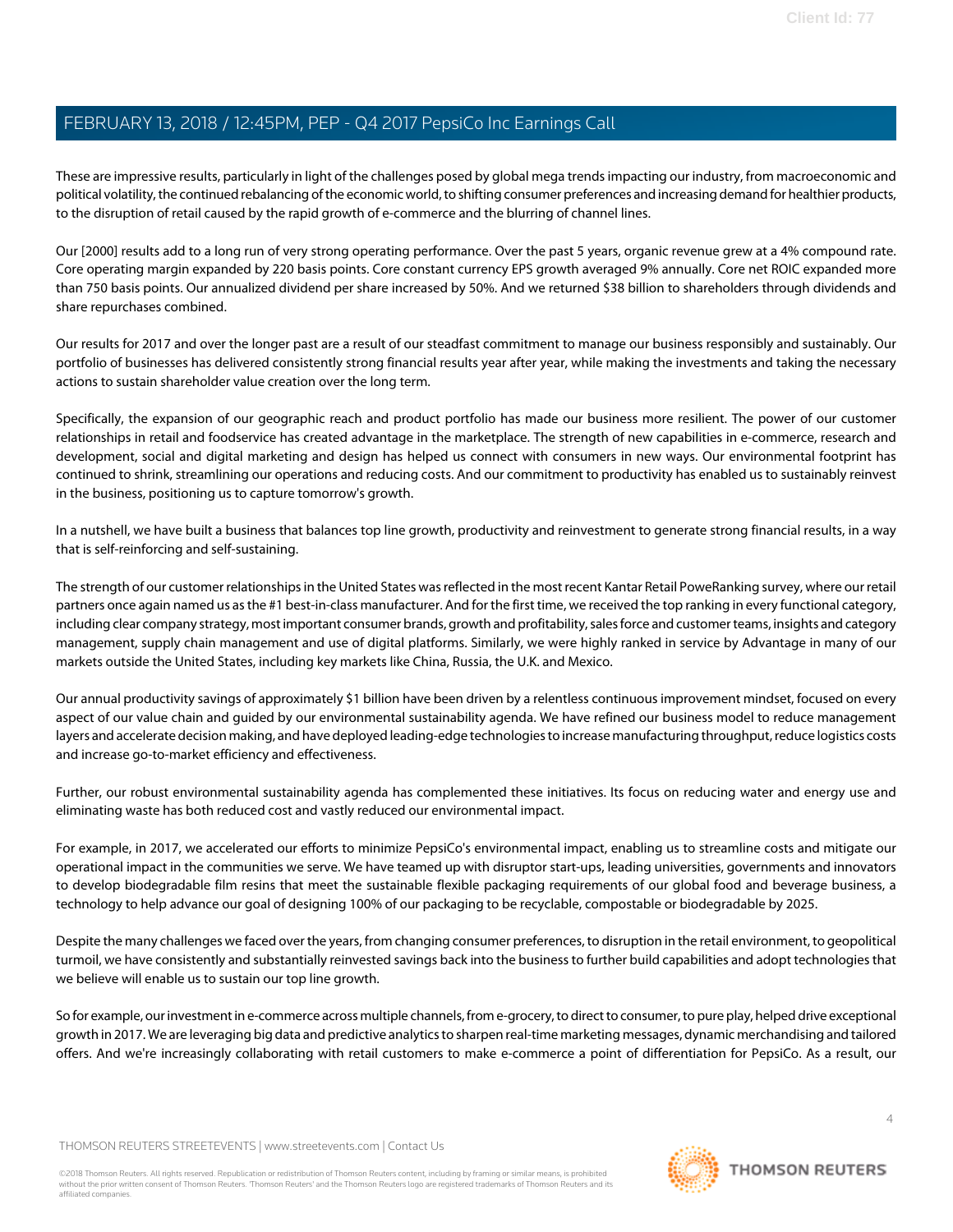These are impressive results, particularly in light of the challenges posed by global mega trends impacting our industry, from macroeconomic and political volatility, the continued rebalancing of the economic world, to shifting consumer preferences and increasing demand for healthier products, to the disruption of retail caused by the rapid growth of e-commerce and the blurring of channel lines.

Our [2000] results add to a long run of very strong operating performance. Over the past 5 years, organic revenue grew at a 4% compound rate. Core operating margin expanded by 220 basis points. Core constant currency EPS growth averaged 9% annually. Core net ROIC expanded more than 750 basis points. Our annualized dividend per share increased by 50%. And we returned $38 billion to shareholders through dividends and share repurchases combined.

Our results for 2017 and over the longer past are a result of our steadfast commitment to manage our business responsibly and sustainably. Our portfolio of businesses has delivered consistently strong financial results year after year, while making the investments and taking the necessary actions to sustain shareholder value creation over the long term.

Specifically, the expansion of our geographic reach and product portfolio has made our business more resilient. The power of our customer relationships in retail and foodservice has created advantage in the marketplace. The strength of new capabilities in e-commerce, research and development, social and digital marketing and design has helped us connect with consumers in new ways. Our environmental footprint has continued to shrink, streamlining our operations and reducing costs. And our commitment to productivity has enabled us to sustainably reinvest in the business, positioning us to capture tomorrow's growth.

In a nutshell, we have built a business that balances top line growth, productivity and reinvestment to generate strong financial results, in a way that is self-reinforcing and self-sustaining.

The strength of our customer relationships in the United States was reflected in the most recent Kantar Retail PoweRanking survey, where our retail partners once again named us as the #1 best-in-class manufacturer. And for the first time, we received the top ranking in every functional category, including clear company strategy, most important consumer brands, growth and profitability, sales force and customer teams, insights and category management, supply chain management and use of digital platforms. Similarly, we were highly ranked in service by Advantage in many of our markets outside the United States, including key markets like China, Russia, the U.K. and Mexico.

Our annual productivity savings of approximately $1 billion have been driven by a relentless continuous improvement mindset, focused on every aspect of our value chain and guided by our environmental sustainability agenda. We have refined our business model to reduce management layers and accelerate decision making, and have deployed leading-edge technologies to increase manufacturing throughput, reduce logistics costs and increase go-to-market efficiency and effectiveness.

Further, our robust environmental sustainability agenda has complemented these initiatives. Its focus on reducing water and energy use and eliminating waste has both reduced cost and vastly reduced our environmental impact.

For example, in 2017, we accelerated our efforts to minimize PepsiCo's environmental impact, enabling us to streamline costs and mitigate our operational impact in the communities we serve. We have teamed up with disruptor start-ups, leading universities, governments and innovators to develop biodegradable film resins that meet the sustainable flexible packaging requirements of our global food and beverage business, a technology to help advance our goal of designing 100% of our packaging to be recyclable, compostable or biodegradable by 2025.

Despite the many challenges we faced over the years, from changing consumer preferences, to disruption in the retail environment, to geopolitical turmoil, we have consistently and substantially reinvested savings back into the business to further build capabilities and adopt technologies that we believe will enable us to sustain our top line growth.

So for example, our investment in e-commerce across multiple channels, from e-grocery, to direct to consumer, to pure play, helped drive exceptional growth in 2017. We are leveraging big data and predictive analytics to sharpen real-time marketing messages, dynamic merchandising and tailored offers. And we're increasingly collaborating with retail customers to make e-commerce a point of differentiation for PepsiCo. As a result, our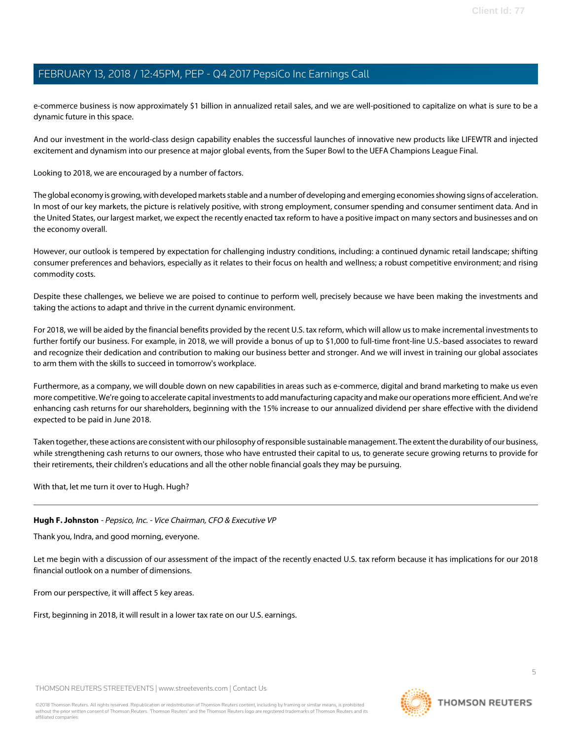e-commerce business is now approximately $1 billion in annualized retail sales, and we are well-positioned to capitalize on what is sure to be a dynamic future in this space.

And our investment in the world-class design capability enables the successful launches of innovative new products like LIFEWTR and injected excitement and dynamism into our presence at major global events, from the Super Bowl to the UEFA Champions League Final.

Looking to 2018, we are encouraged by a number of factors.

The global economy is growing, with developed markets stable and a number of developing and emerging economies showing signs of acceleration. In most of our key markets, the picture is relatively positive, with strong employment, consumer spending and consumer sentiment data. And in the United States, our largest market, we expect the recently enacted tax reform to have a positive impact on many sectors and businesses and on the economy overall.

However, our outlook is tempered by expectation for challenging industry conditions, including: a continued dynamic retail landscape; shifting consumer preferences and behaviors, especially as it relates to their focus on health and wellness; a robust competitive environment; and rising commodity costs.

Despite these challenges, we believe we are poised to continue to perform well, precisely because we have been making the investments and taking the actions to adapt and thrive in the current dynamic environment.

For 2018, we will be aided by the financial benefits provided by the recent U.S. tax reform, which will allow us to make incremental investments to further fortify our business. For example, in 2018, we will provide a bonus of up to $1,000 to full-time front-line U.S.-based associates to reward and recognize their dedication and contribution to making our business better and stronger. And we will invest in training our global associates to arm them with the skills to succeed in tomorrow's workplace.

Furthermore, as a company, we will double down on new capabilities in areas such as e-commerce, digital and brand marketing to make us even more competitive. We're going to accelerate capital investments to add manufacturing capacity and make our operations more efficient. And we're enhancing cash returns for our shareholders, beginning with the 15% increase to our annualized dividend per share effective with the dividend expected to be paid in June 2018.

Taken together, these actions are consistent with our philosophy of responsible sustainable management. The extent the durability of our business, while strengthening cash returns to our owners, those who have entrusted their capital to us, to generate secure growing returns to provide for their retirements, their children's educations and all the other noble financial goals they may be pursuing.

With that, let me turn it over to Hugh. Hugh?

---

**Hugh F. Johnston** - *Pepsico, Inc. - Vice Chairman, CFO & Executive VP*

Thank you, Indra, and good morning, everyone.

Let me begin with a discussion of our assessment of the impact of the recently enacted U.S. tax reform because it has implications for our 2018 financial outlook on a number of dimensions.

From our perspective, it will affect 5 key areas.

First, beginning in 2018, it will result in a lower tax rate on our U.S. earnings.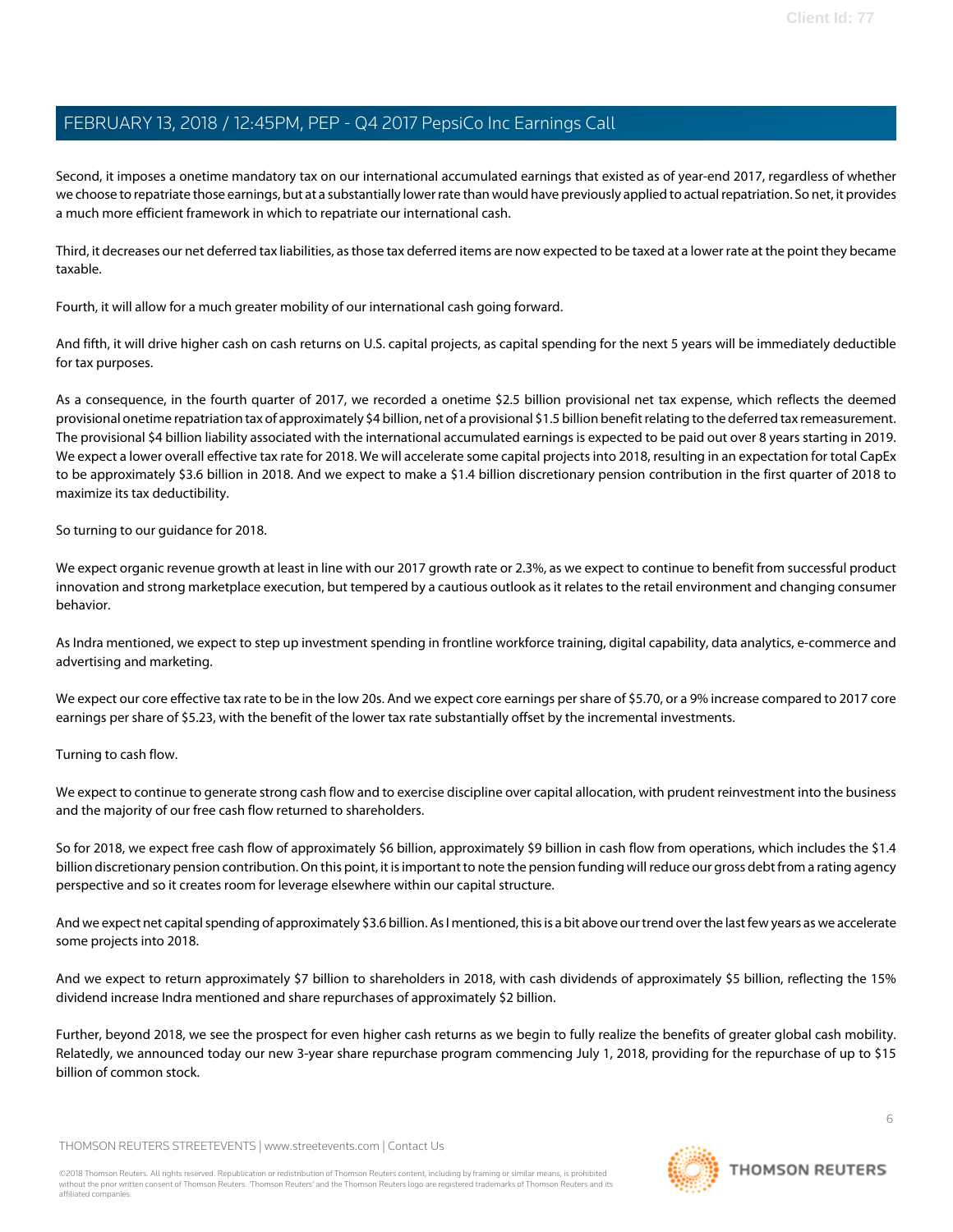Second, it imposes a onetime mandatory tax on our international accumulated earnings that existed as of year-end 2017, regardless of whether we choose to repatriate those earnings, but at a substantially lower rate than would have previously applied to actual repatriation. So net, it provides a much more efficient framework in which to repatriate our international cash.

Third, it decreases our net deferred tax liabilities, as those tax deferred items are now expected to be taxed at a lower rate at the point they became taxable.

Fourth, it will allow for a much greater mobility of our international cash going forward.

And fifth, it will drive higher cash on cash returns on U.S. capital projects, as capital spending for the next 5 years will be immediately deductible for tax purposes.

As a consequence, in the fourth quarter of 2017, we recorded a onetime $2.5 billion provisional net tax expense, which reflects the deemed provisional onetime repatriation tax of approximately $4 billion, net of a provisional $1.5 billion benefit relating to the deferred tax remeasurement. The provisional $4 billion liability associated with the international accumulated earnings is expected to be paid out over 8 years starting in 2019. We expect a lower overall effective tax rate for 2018. We will accelerate some capital projects into 2018, resulting in an expectation for total CapEx to be approximately $3.6 billion in 2018. And we expect to make a $1.4 billion discretionary pension contribution in the first quarter of 2018 to maximize its tax deductibility.

So turning to our guidance for 2018.

We expect organic revenue growth at least in line with our 2017 growth rate or 2.3%, as we expect to continue to benefit from successful product innovation and strong marketplace execution, but tempered by a cautious outlook as it relates to the retail environment and changing consumer behavior.

As Indra mentioned, we expect to step up investment spending in frontline workforce training, digital capability, data analytics, e-commerce and advertising and marketing.

We expect our core effective tax rate to be in the low 20s. And we expect core earnings per share of $5.70, or a 9% increase compared to 2017 core earnings per share of $5.23, with the benefit of the lower tax rate substantially offset by the incremental investments.

Turning to cash flow.

We expect to continue to generate strong cash flow and to exercise discipline over capital allocation, with prudent reinvestment into the business and the majority of our free cash flow returned to shareholders.

So for 2018, we expect free cash flow of approximately $6 billion, approximately $9 billion in cash flow from operations, which includes the $1.4 billion discretionary pension contribution. On this point, it is important to note the pension funding will reduce our gross debt from a rating agency perspective and so it creates room for leverage elsewhere within our capital structure.

And we expect net capital spending of approximately $3.6 billion. As I mentioned, this is a bit above our trend over the last few years as we accelerate some projects into 2018.

And we expect to return approximately $7 billion to shareholders in 2018, with cash dividends of approximately $5 billion, reflecting the 15% dividend increase Indra mentioned and share repurchases of approximately $2 billion.

Further, beyond 2018, we see the prospect for even higher cash returns as we begin to fully realize the benefits of greater global cash mobility. Relatedly, we announced today our new 3-year share repurchase program commencing July 1, 2018, providing for the repurchase of up to $15 billion of common stock.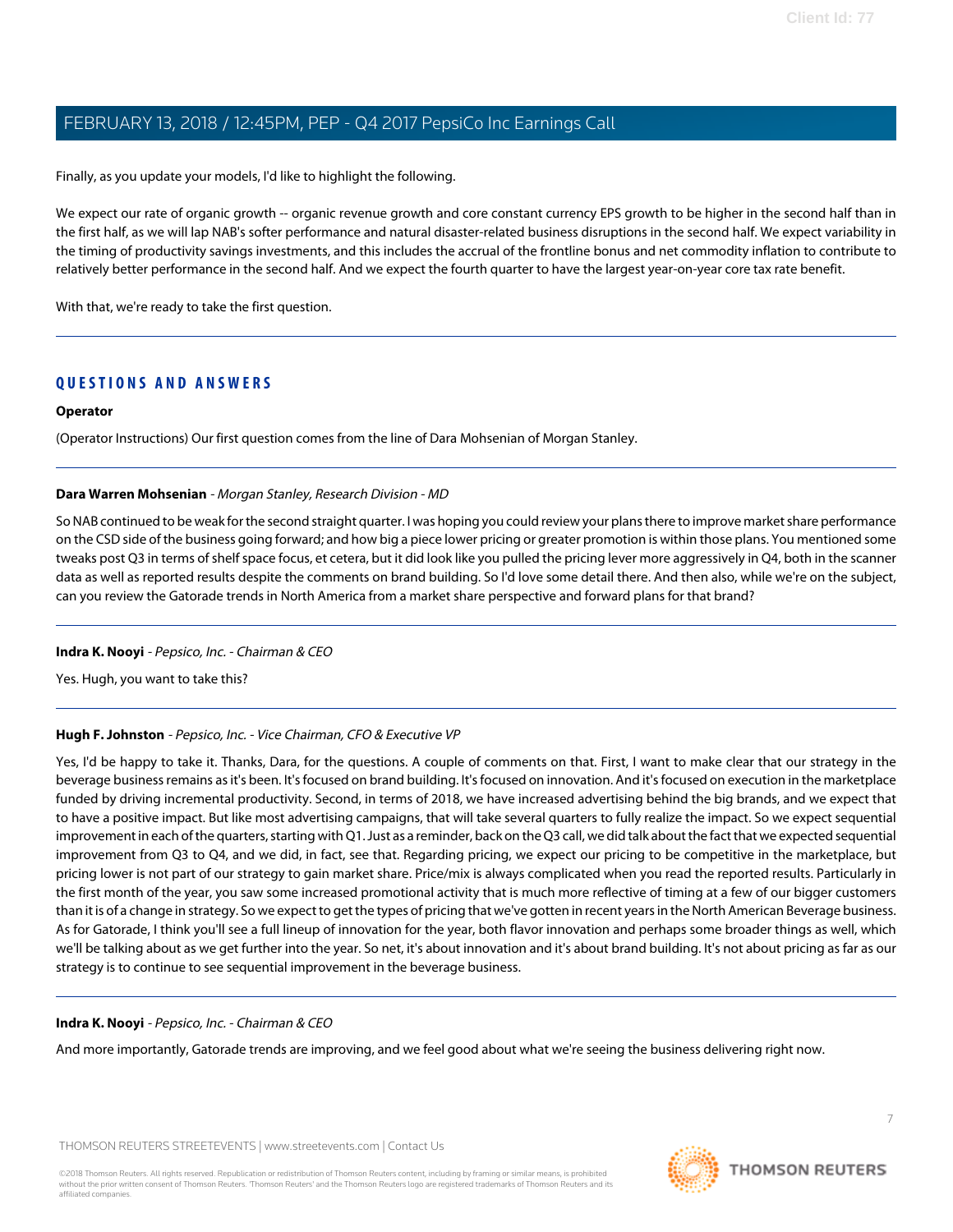Finally, as you update your models, I'd like to highlight the following.

We expect our rate of organic growth -- organic revenue growth and core constant currency EPS growth to be higher in the second half than in the first half, as we will lap NAB's softer performance and natural disaster-related business disruptions in the second half. We expect variability in the timing of productivity savings investments, and this includes the accrual of the frontline bonus and net commodity inflation to contribute to relatively better performance in the second half. And we expect the fourth quarter to have the largest year-on-year core tax rate benefit.

With that, we're ready to take the first question.

## QUESTIONS AND ANSWERS

**Operator**

(Operator Instructions) Our first question comes from the line of Dara Mohsenian of Morgan Stanley.

**Dara Warren Mohsenian** - *Morgan Stanley, Research Division - MD*

So NAB continued to be weak for the second straight quarter. I was hoping you could review your plans there to improve market share performance on the CSD side of the business going forward; and how big a piece lower pricing or greater promotion is within those plans. You mentioned some tweaks post Q3 in terms of shelf space focus, et cetera, but it did look like you pulled the pricing lever more aggressively in Q4, both in the scanner data as well as reported results despite the comments on brand building. So I'd love some detail there. And then also, while we're on the subject, can you review the Gatorade trends in North America from a market share perspective and forward plans for that brand?

**Indra K. Nooyi** - *Pepsico, Inc. - Chairman & CEO*

Yes. Hugh, you want to take this?

**Hugh F. Johnston** - *Pepsico, Inc. - Vice Chairman, CFO & Executive VP*

Yes, I'd be happy to take it. Thanks, Dara, for the questions. A couple of comments on that. First, I want to make clear that our strategy in the beverage business remains as it's been. It's focused on brand building. It's focused on innovation. And it's focused on execution in the marketplace funded by driving incremental productivity. Second, in terms of 2018, we have increased advertising behind the big brands, and we expect that to have a positive impact. But like most advertising campaigns, that will take several quarters to fully realize the impact. So we expect sequential improvement in each of the quarters, starting with Q1. Just as a reminder, back on the Q3 call, we did talk about the fact that we expected sequential improvement from Q3 to Q4, and we did, in fact, see that. Regarding pricing, we expect our pricing to be competitive in the marketplace, but pricing lower is not part of our strategy to gain market share. Price/mix is always complicated when you read the reported results. Particularly in the first month of the year, you saw some increased promotional activity that is much more reflective of timing at a few of our bigger customers than it is of a change in strategy. So we expect to get the types of pricing that we've gotten in recent years in the North American Beverage business. As for Gatorade, I think you'll see a full lineup of innovation for the year, both flavor innovation and perhaps some broader things as well, which we'll be talking about as we get further into the year. So net, it's about innovation and it's about brand building. It's not about pricing as far as our strategy is to continue to see sequential improvement in the beverage business.

**Indra K. Nooyi** - *Pepsico, Inc. - Chairman & CEO*

And more importantly, Gatorade trends are improving, and we feel good about what we're seeing the business delivering right now.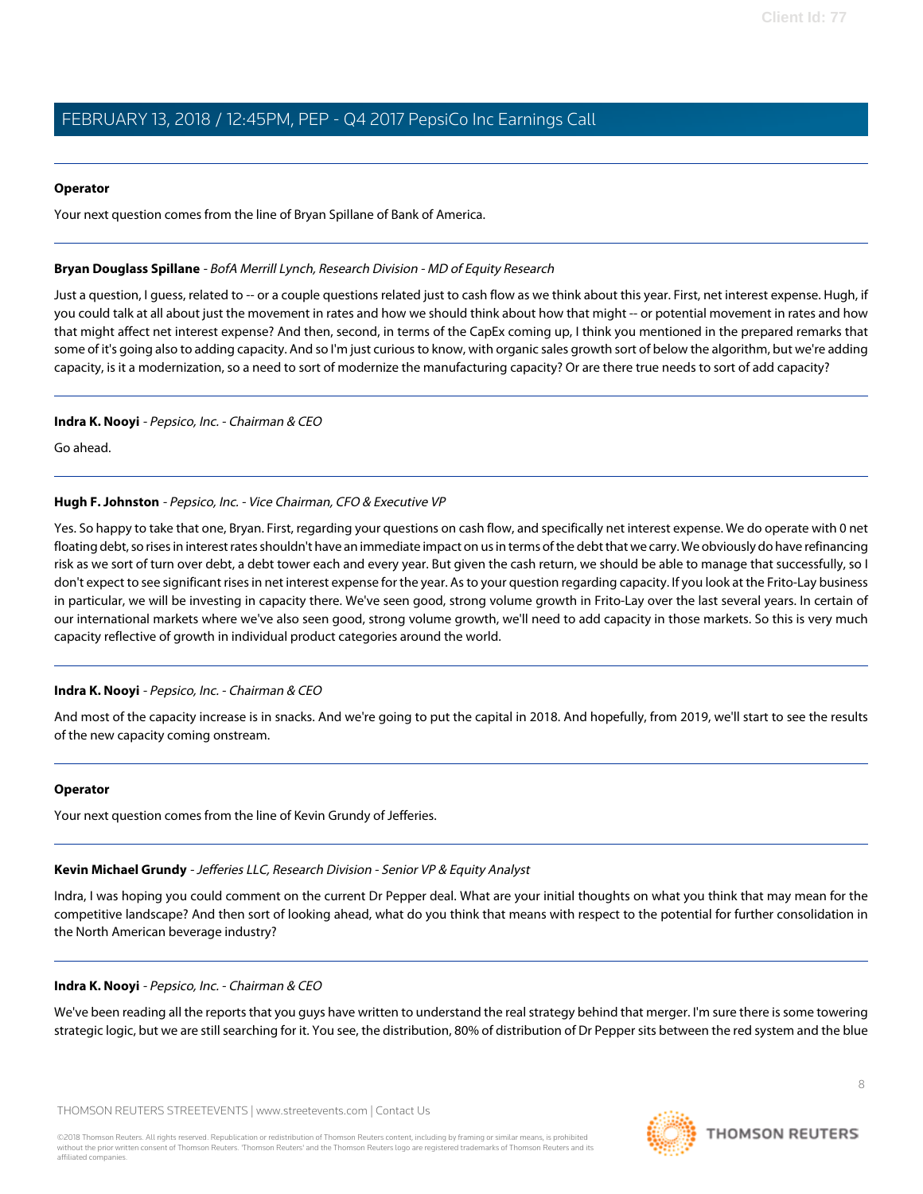**Operator**

Your next question comes from the line of Bryan Spillane of Bank of America.

---

**Bryan Douglass Spillane** - *BofA Merrill Lynch, Research Division - MD of Equity Research*

Just a question, I guess, related to -- or a couple questions related just to cash flow as we think about this year. First, net interest expense. Hugh, if you could talk at all about just the movement in rates and how we should think about how that might -- or potential movement in rates and how that might affect net interest expense? And then, second, in terms of the CapEx coming up, I think you mentioned in the prepared remarks that some of it's going also to adding capacity. And so I'm just curious to know, with organic sales growth sort of below the algorithm, but we're adding capacity, is it a modernization, so a need to sort of modernize the manufacturing capacity? Or are there true needs to sort of add capacity?

---

**Indra K. Nooyi** - *Pepsico, Inc. - Chairman & CEO*

Go ahead.

---

**Hugh F. Johnston** - *Pepsico, Inc. - Vice Chairman, CFO & Executive VP*

Yes. So happy to take that one, Bryan. First, regarding your questions on cash flow, and specifically net interest expense. We do operate with 0 net floating debt, so rises in interest rates shouldn't have an immediate impact on us in terms of the debt that we carry. We obviously do have refinancing risk as we sort of turn over debt, a debt tower each and every year. But given the cash return, we should be able to manage that successfully, so I don't expect to see significant rises in net interest expense for the year. As to your question regarding capacity. If you look at the Frito-Lay business in particular, we will be investing in capacity there. We've seen good, strong volume growth in Frito-Lay over the last several years. In certain of our international markets where we've also seen good, strong volume growth, we'll need to add capacity in those markets. So this is very much capacity reflective of growth in individual product categories around the world.

---

**Indra K. Nooyi** - *Pepsico, Inc. - Chairman & CEO*

And most of the capacity increase is in snacks. And we're going to put the capital in 2018. And hopefully, from 2019, we'll start to see the results of the new capacity coming onstream.

---

**Operator**

Your next question comes from the line of Kevin Grundy of Jefferies.

---

**Kevin Michael Grundy** - *Jefferies LLC, Research Division - Senior VP & Equity Analyst*

Indra, I was hoping you could comment on the current Dr Pepper deal. What are your initial thoughts on what you think that may mean for the competitive landscape? And then sort of looking ahead, what do you think that means with respect to the potential for further consolidation in the North American beverage industry?

---

**Indra K. Nooyi** - *Pepsico, Inc. - Chairman & CEO*

We've been reading all the reports that you guys have written to understand the real strategy behind that merger. I'm sure there is some towering strategic logic, but we are still searching for it. You see, the distribution, 80% of distribution of Dr Pepper sits between the red system and the blue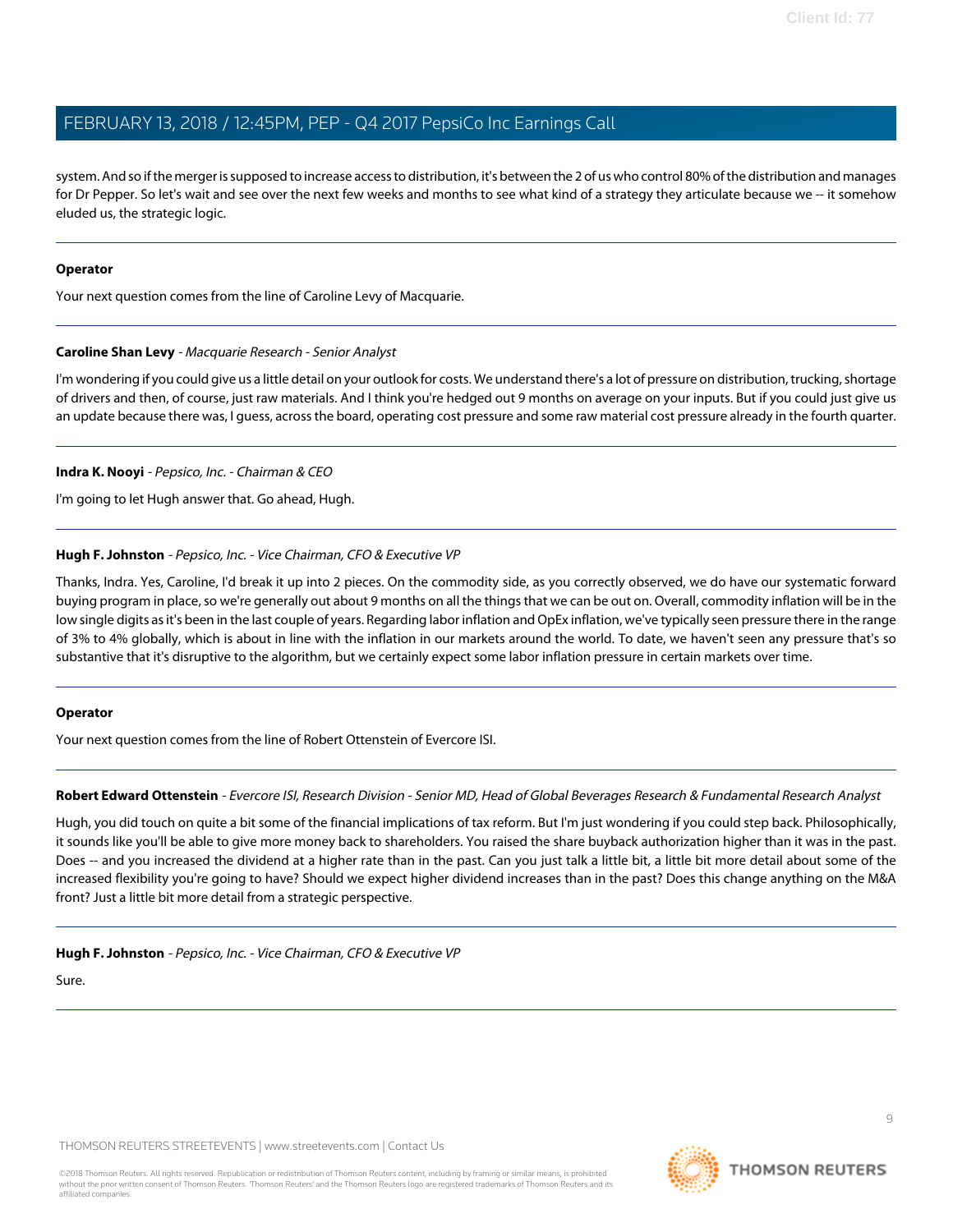system. And so if the merger is supposed to increase access to distribution, it's between the 2 of us who control 80% of the distribution and manages for Dr Pepper. So let's wait and see over the next few weeks and months to see what kind of a strategy they articulate because we -- it somehow eluded us, the strategic logic.

---

**Operator**

Your next question comes from the line of Caroline Levy of Macquarie.

---

**Caroline Shan Levy** - *Macquarie Research - Senior Analyst*

I'm wondering if you could give us a little detail on your outlook for costs. We understand there's a lot of pressure on distribution, trucking, shortage of drivers and then, of course, just raw materials. And I think you're hedged out 9 months on average on your inputs. But if you could just give us an update because there was, I guess, across the board, operating cost pressure and some raw material cost pressure already in the fourth quarter.

---

**Indra K. Nooyi** - *Pepsico, Inc. - Chairman & CEO*

I'm going to let Hugh answer that. Go ahead, Hugh.

---

**Hugh F. Johnston** - *Pepsico, Inc. - Vice Chairman, CFO & Executive VP*

Thanks, Indra. Yes, Caroline, I'd break it up into 2 pieces. On the commodity side, as you correctly observed, we do have our systematic forward buying program in place, so we're generally out about 9 months on all the things that we can be out on. Overall, commodity inflation will be in the low single digits as it's been in the last couple of years. Regarding labor inflation and OpEx inflation, we've typically seen pressure there in the range of 3% to 4% globally, which is about in line with the inflation in our markets around the world. To date, we haven't seen any pressure that's so substantive that it's disruptive to the algorithm, but we certainly expect some labor inflation pressure in certain markets over time.

---

**Operator**

Your next question comes from the line of Robert Ottenstein of Evercore ISI.

---

**Robert Edward Ottenstein** - *Evercore ISI, Research Division - Senior MD, Head of Global Beverages Research & Fundamental Research Analyst*

Hugh, you did touch on quite a bit some of the financial implications of tax reform. But I'm just wondering if you could step back. Philosophically, it sounds like you'll be able to give more money back to shareholders. You raised the share buyback authorization higher than it was in the past. Does -- and you increased the dividend at a higher rate than in the past. Can you just talk a little bit, a little bit more detail about some of the increased flexibility you're going to have? Should we expect higher dividend increases than in the past? Does this change anything on the M&A front? Just a little bit more detail from a strategic perspective.

---

**Hugh F. Johnston** - *Pepsico, Inc. - Vice Chairman, CFO & Executive VP*

Sure.

---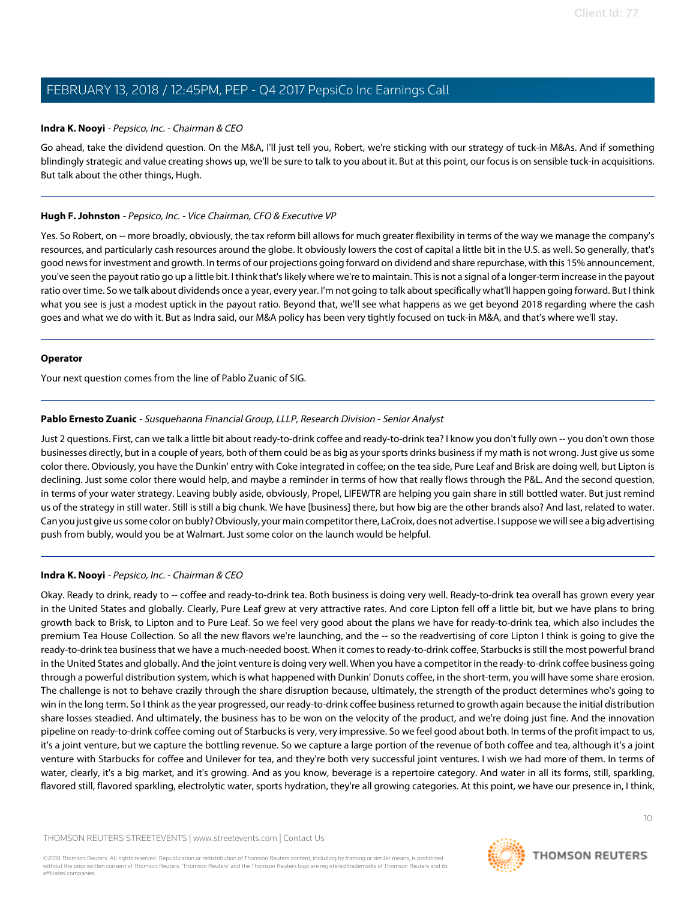**Indra K. Nooyi** - *Pepsico, Inc. - Chairman & CEO*

Go ahead, take the dividend question. On the M&A, I'll just tell you, Robert, we're sticking with our strategy of tuck-in M&As. And if something blindingly strategic and value creating shows up, we'll be sure to talk to you about it. But at this point, our focus is on sensible tuck-in acquisitions. But talk about the other things, Hugh.

---

**Hugh F. Johnston** - *Pepsico, Inc. - Vice Chairman, CFO & Executive VP*

Yes. So Robert, on -- more broadly, obviously, the tax reform bill allows for much greater flexibility in terms of the way we manage the company's resources, and particularly cash resources around the globe. It obviously lowers the cost of capital a little bit in the U.S. as well. So generally, that's good news for investment and growth. In terms of our projections going forward on dividend and share repurchase, with this 15% announcement, you've seen the payout ratio go up a little bit. I think that's likely where we're to maintain. This is not a signal of a longer-term increase in the payout ratio over time. So we talk about dividends once a year, every year. I'm not going to talk about specifically what'll happen going forward. But I think what you see is just a modest uptick in the payout ratio. Beyond that, we'll see what happens as we get beyond 2018 regarding where the cash goes and what we do with it. But as Indra said, our M&A policy has been very tightly focused on tuck-in M&A, and that's where we'll stay.

---

**Operator**

Your next question comes from the line of Pablo Zuanic of SIG.

---

**Pablo Ernesto Zuanic** - *Susquehanna Financial Group, LLLP, Research Division - Senior Analyst*

Just 2 questions. First, can we talk a little bit about ready-to-drink coffee and ready-to-drink tea? I know you don't fully own -- you don't own those businesses directly, but in a couple of years, both of them could be as big as your sports drinks business if my math is not wrong. Just give us some color there. Obviously, you have the Dunkin' entry with Coke integrated in coffee; on the tea side, Pure Leaf and Brisk are doing well, but Lipton is declining. Just some color there would help, and maybe a reminder in terms of how that really flows through the P&L. And the second question, in terms of your water strategy. Leaving bubly aside, obviously, Propel, LIFEWTR are helping you gain share in still bottled water. But just remind us of the strategy in still water. Still is still a big chunk. We have [business] there, but how big are the other brands also? And last, related to water. Can you just give us some color on bubly? Obviously, your main competitor there, LaCroix, does not advertise. I suppose we will see a big advertising push from bubly, would you be at Walmart. Just some color on the launch would be helpful.

---

**Indra K. Nooyi** - *Pepsico, Inc. - Chairman & CEO*

Okay. Ready to drink, ready to -- coffee and ready-to-drink tea. Both business is doing very well. Ready-to-drink tea overall has grown every year in the United States and globally. Clearly, Pure Leaf grew at very attractive rates. And core Lipton fell off a little bit, but we have plans to bring growth back to Brisk, to Lipton and to Pure Leaf. So we feel very good about the plans we have for ready-to-drink tea, which also includes the premium Tea House Collection. So all the new flavors we're launching, and the -- so the readvertising of core Lipton I think is going to give the ready-to-drink tea business that we have a much-needed boost. When it comes to ready-to-drink coffee, Starbucks is still the most powerful brand in the United States and globally. And the joint venture is doing very well. When you have a competitor in the ready-to-drink coffee business going through a powerful distribution system, which is what happened with Dunkin' Donuts coffee, in the short-term, you will have some share erosion. The challenge is not to behave crazily through the share disruption because, ultimately, the strength of the product determines who's going to win in the long term. So I think as the year progressed, our ready-to-drink coffee business returned to growth again because the initial distribution share losses steadied. And ultimately, the business has to be won on the velocity of the product, and we're doing just fine. And the innovation pipeline on ready-to-drink coffee coming out of Starbucks is very, very impressive. So we feel good about both. In terms of the profit impact to us, it's a joint venture, but we capture the bottling revenue. So we capture a large portion of the revenue of both coffee and tea, although it's a joint venture with Starbucks for coffee and Unilever for tea, and they're both very successful joint ventures. I wish we had more of them. In terms of water, clearly, it's a big market, and it's growing. And as you know, beverage is a repertoire category. And water in all its forms, still, sparkling, flavored still, flavored sparkling, electrolytic water, sports hydration, they're all growing categories. At this point, we have our presence in, I think,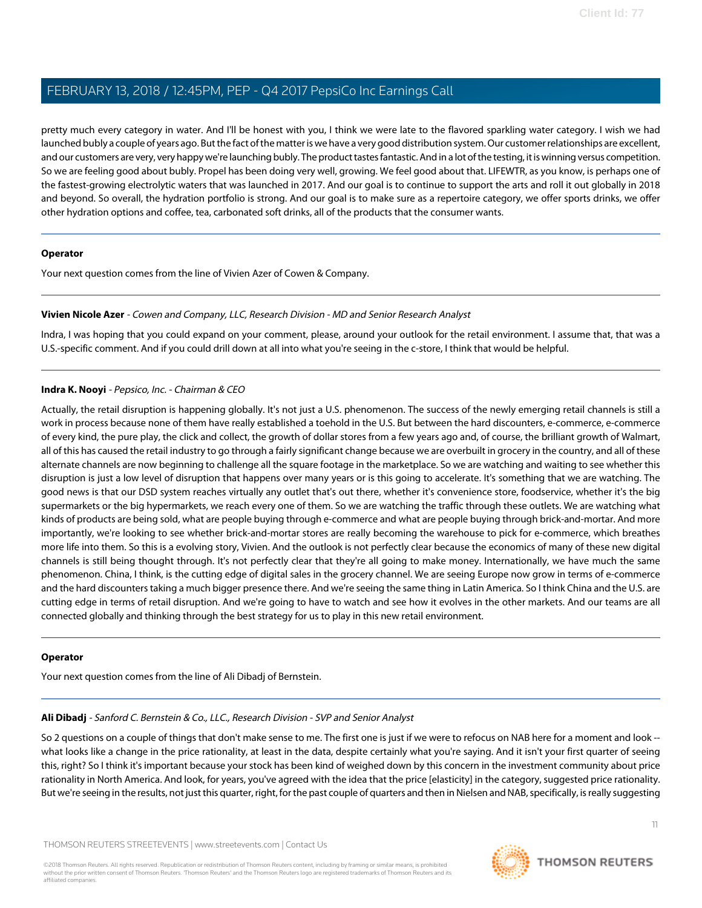pretty much every category in water. And I'll be honest with you, I think we were late to the flavored sparkling water category. I wish we had launched bubly a couple of years ago. But the fact of the matter is we have a very good distribution system. Our customer relationships are excellent, and our customers are very, very happy we're launching bubly. The product tastes fantastic. And in a lot of the testing, it is winning versus competition. So we are feeling good about bubly. Propel has been doing very well, growing. We feel good about that. LIFEWTR, as you know, is perhaps one of the fastest-growing electrolytic waters that was launched in 2017. And our goal is to continue to support the arts and roll it out globally in 2018 and beyond. So overall, the hydration portfolio is strong. And our goal is to make sure as a repertoire category, we offer sports drinks, we offer other hydration options and coffee, tea, carbonated soft drinks, all of the products that the consumer wants.

---

**Operator**

Your next question comes from the line of Vivien Azer of Cowen & Company.

---

**Vivien Nicole Azer** - *Cowen and Company, LLC, Research Division - MD and Senior Research Analyst*

Indra, I was hoping that you could expand on your comment, please, around your outlook for the retail environment. I assume that, that was a U.S.-specific comment. And if you could drill down at all into what you're seeing in the c-store, I think that would be helpful.

---

**Indra K. Nooyi** - *Pepsico, Inc. - Chairman & CEO*

Actually, the retail disruption is happening globally. It's not just a U.S. phenomenon. The success of the newly emerging retail channels is still a work in process because none of them have really established a toehold in the U.S. But between the hard discounters, e-commerce, e-commerce of every kind, the pure play, the click and collect, the growth of dollar stores from a few years ago and, of course, the brilliant growth of Walmart, all of this has caused the retail industry to go through a fairly significant change because we are overbuilt in grocery in the country, and all of these alternate channels are now beginning to challenge all the square footage in the marketplace. So we are watching and waiting to see whether this disruption is just a low level of disruption that happens over many years or is this going to accelerate. It's something that we are watching. The good news is that our DSD system reaches virtually any outlet that's out there, whether it's convenience store, foodservice, whether it's the big supermarkets or the big hypermarkets, we reach every one of them. So we are watching the traffic through these outlets. We are watching what kinds of products are being sold, what are people buying through e-commerce and what are people buying through brick-and-mortar. And more importantly, we're looking to see whether brick-and-mortar stores are really becoming the warehouse to pick for e-commerce, which breathes more life into them. So this is a evolving story, Vivien. And the outlook is not perfectly clear because the economics of many of these new digital channels is still being thought through. It's not perfectly clear that they're all going to make money. Internationally, we have much the same phenomenon. China, I think, is the cutting edge of digital sales in the grocery channel. We are seeing Europe now grow in terms of e-commerce and the hard discounters taking a much bigger presence there. And we're seeing the same thing in Latin America. So I think China and the U.S. are cutting edge in terms of retail disruption. And we're going to have to watch and see how it evolves in the other markets. And our teams are all connected globally and thinking through the best strategy for us to play in this new retail environment.

---

**Operator**

Your next question comes from the line of Ali Dibadj of Bernstein.

---

**Ali Dibadj** - *Sanford C. Bernstein & Co., LLC., Research Division - SVP and Senior Analyst*

So 2 questions on a couple of things that don't make sense to me. The first one is just if we were to refocus on NAB here for a moment and look -- what looks like a change in the price rationality, at least in the data, despite certainly what you're saying. And it isn't your first quarter of seeing this, right? So I think it's important because your stock has been kind of weighed down by this concern in the investment community about price rationality in North America. And look, for years, you've agreed with the idea that the price [elasticity] in the category, suggested price rationality. But we're seeing in the results, not just this quarter, right, for the past couple of quarters and then in Nielsen and NAB, specifically, is really suggesting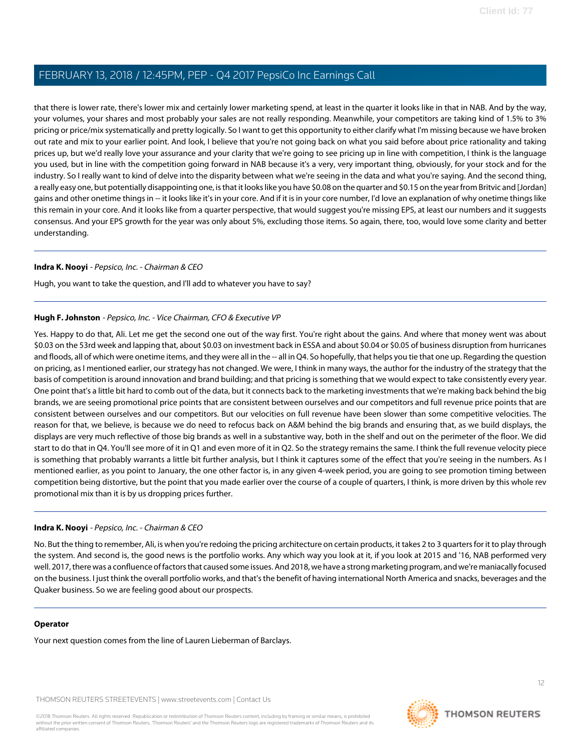that there is lower rate, there's lower mix and certainly lower marketing spend, at least in the quarter it looks like in that in NAB. And by the way, your volumes, your shares and most probably your sales are not really responding. Meanwhile, your competitors are taking kind of 1.5% to 3% pricing or price/mix systematically and pretty logically. So I want to get this opportunity to either clarify what I'm missing because we have broken out rate and mix to your earlier point. And look, I believe that you're not going back on what you said before about price rationality and taking prices up, but we'd really love your assurance and your clarity that we're going to see pricing up in line with competition, I think is the language you used, but in line with the competition going forward in NAB because it's a very, very important thing, obviously, for your stock and for the industry. So I really want to kind of delve into the disparity between what we're seeing in the data and what you're saying. And the second thing, a really easy one, but potentially disappointing one, is that it looks like you have $0.08 on the quarter and $0.15 on the year from Britvic and [Jordan] gains and other onetime things in -- it looks like it's in your core. And if it is in your core number, I'd love an explanation of why onetime things like this remain in your core. And it looks like from a quarter perspective, that would suggest you're missing EPS, at least our numbers and it suggests consensus. And your EPS growth for the year was only about 5%, excluding those items. So again, there, too, would love some clarity and better understanding.

---

**Indra K. Nooyi** - *Pepsico, Inc. - Chairman & CEO*

Hugh, you want to take the question, and I'll add to whatever you have to say?

---

**Hugh F. Johnston** - *Pepsico, Inc. - Vice Chairman, CFO & Executive VP*

Yes. Happy to do that, Ali. Let me get the second one out of the way first. You're right about the gains. And where that money went was about $0.03 on the 53rd week and lapping that, about $0.03 on investment back in ESSA and about $0.04 or $0.05 of business disruption from hurricanes and floods, all of which were onetime items, and they were all in the -- all in Q4. So hopefully, that helps you tie that one up. Regarding the question on pricing, as I mentioned earlier, our strategy has not changed. We were, I think in many ways, the author for the industry of the strategy that the basis of competition is around innovation and brand building; and that pricing is something that we would expect to take consistently every year. One point that's a little bit hard to comb out of the data, but it connects back to the marketing investments that we're making back behind the big brands, we are seeing promotional price points that are consistent between ourselves and our competitors and full revenue price points that are consistent between ourselves and our competitors. But our velocities on full revenue have been slower than some competitive velocities. The reason for that, we believe, is because we do need to refocus back on A&M behind the big brands and ensuring that, as we build displays, the displays are very much reflective of those big brands as well in a substantive way, both in the shelf and out on the perimeter of the floor. We did start to do that in Q4. You'll see more of it in Q1 and even more of it in Q2. So the strategy remains the same. I think the full revenue velocity piece is something that probably warrants a little bit further analysis, but I think it captures some of the effect that you're seeing in the numbers. As I mentioned earlier, as you point to January, the one other factor is, in any given 4-week period, you are going to see promotion timing between competition being distortive, but the point that you made earlier over the course of a couple of quarters, I think, is more driven by this whole rev promotional mix than it is by us dropping prices further.

---

**Indra K. Nooyi** - *Pepsico, Inc. - Chairman & CEO*

No. But the thing to remember, Ali, is when you're redoing the pricing architecture on certain products, it takes 2 to 3 quarters for it to play through the system. And second is, the good news is the portfolio works. Any which way you look at it, if you look at 2015 and '16, NAB performed very well. 2017, there was a confluence of factors that caused some issues. And 2018, we have a strong marketing program, and we're maniacally focused on the business. I just think the overall portfolio works, and that's the benefit of having international North America and snacks, beverages and the Quaker business. So we are feeling good about our prospects.

---

**Operator**

Your next question comes from the line of Lauren Lieberman of Barclays.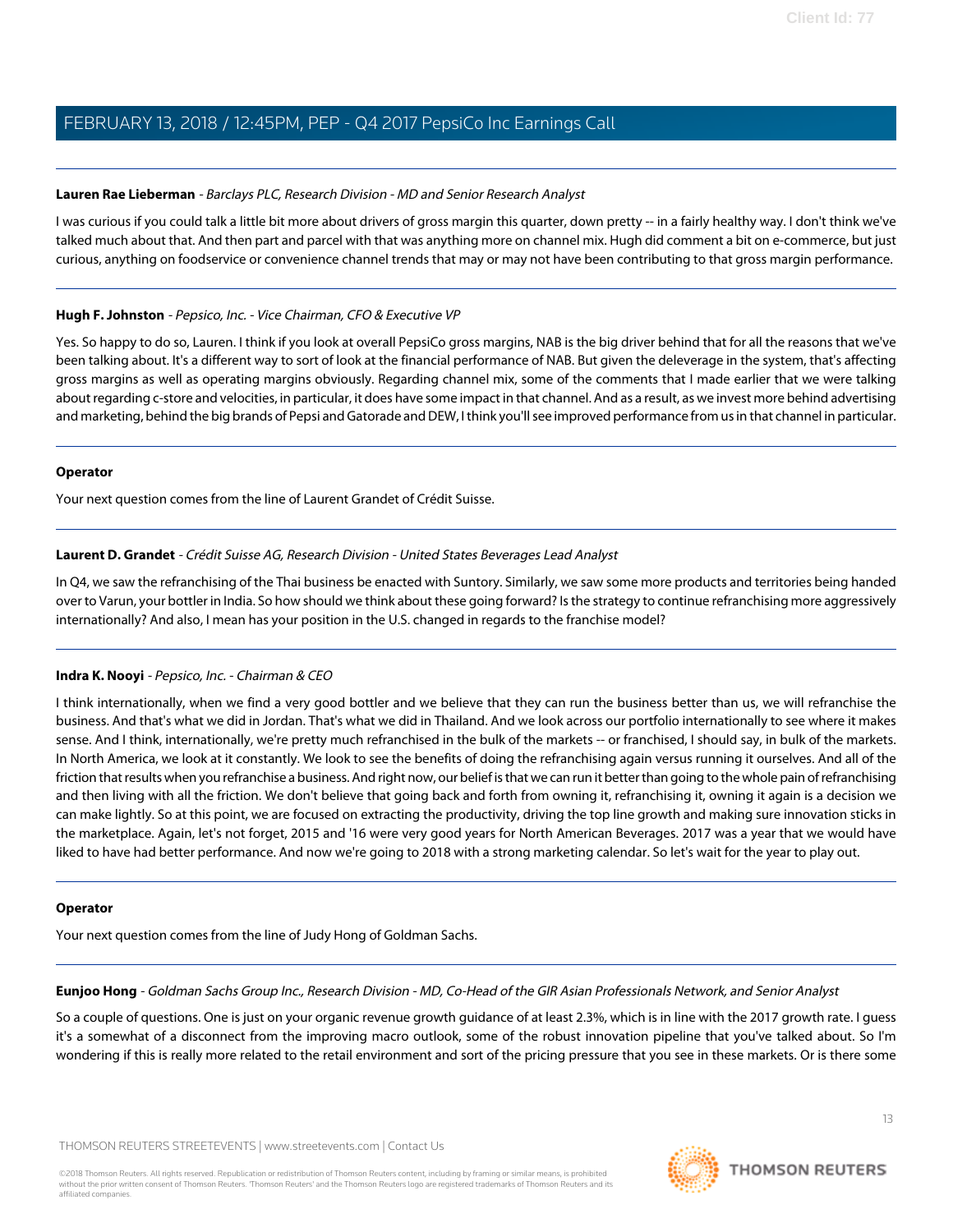**Lauren Rae Lieberman** - *Barclays PLC, Research Division - MD and Senior Research Analyst*

I was curious if you could talk a little bit more about drivers of gross margin this quarter, down pretty -- in a fairly healthy way. I don't think we've talked much about that. And then part and parcel with that was anything more on channel mix. Hugh did comment a bit on e-commerce, but just curious, anything on foodservice or convenience channel trends that may or may not have been contributing to that gross margin performance.

---

**Hugh F. Johnston** - *Pepsico, Inc. - Vice Chairman, CFO & Executive VP*

Yes. So happy to do so, Lauren. I think if you look at overall PepsiCo gross margins, NAB is the big driver behind that for all the reasons that we've been talking about. It's a different way to sort of look at the financial performance of NAB. But given the deleverage in the system, that's affecting gross margins as well as operating margins obviously. Regarding channel mix, some of the comments that I made earlier that we were talking about regarding c-store and velocities, in particular, it does have some impact in that channel. And as a result, as we invest more behind advertising and marketing, behind the big brands of Pepsi and Gatorade and DEW, I think you'll see improved performance from us in that channel in particular.

---

**Operator**

Your next question comes from the line of Laurent Grandet of Crédit Suisse.

---

**Laurent D. Grandet** - *Crédit Suisse AG, Research Division - United States Beverages Lead Analyst*

In Q4, we saw the refranchising of the Thai business be enacted with Suntory. Similarly, we saw some more products and territories being handed over to Varun, your bottler in India. So how should we think about these going forward? Is the strategy to continue refranchising more aggressively internationally? And also, I mean has your position in the U.S. changed in regards to the franchise model?

---

**Indra K. Nooyi** - *Pepsico, Inc. - Chairman & CEO*

I think internationally, when we find a very good bottler and we believe that they can run the business better than us, we will refranchise the business. And that's what we did in Jordan. That's what we did in Thailand. And we look across our portfolio internationally to see where it makes sense. And I think, internationally, we're pretty much refranchised in the bulk of the markets -- or franchised, I should say, in bulk of the markets. In North America, we look at it constantly. We look to see the benefits of doing the refranchising again versus running it ourselves. And all of the friction that results when you refranchise a business. And right now, our belief is that we can run it better than going to the whole pain of refranchising and then living with all the friction. We don't believe that going back and forth from owning it, refranchising it, owning it again is a decision we can make lightly. So at this point, we are focused on extracting the productivity, driving the top line growth and making sure innovation sticks in the marketplace. Again, let's not forget, 2015 and '16 were very good years for North American Beverages. 2017 was a year that we would have liked to have had better performance. And now we're going to 2018 with a strong marketing calendar. So let's wait for the year to play out.

---

**Operator**

Your next question comes from the line of Judy Hong of Goldman Sachs.

---

**Eunjoo Hong** - *Goldman Sachs Group Inc., Research Division - MD, Co-Head of the GIR Asian Professionals Network, and Senior Analyst*

So a couple of questions. One is just on your organic revenue growth guidance of at least 2.3%, which is in line with the 2017 growth rate. I guess it's a somewhat of a disconnect from the improving macro outlook, some of the robust innovation pipeline that you've talked about. So I'm wondering if this is really more related to the retail environment and sort of the pricing pressure that you see in these markets. Or is there some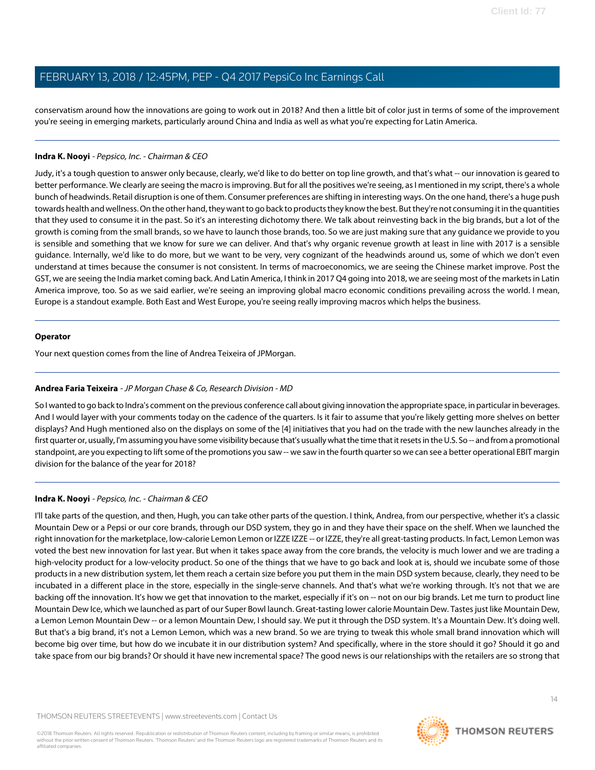conservatism around how the innovations are going to work out in 2018? And then a little bit of color just in terms of some of the improvement you're seeing in emerging markets, particularly around China and India as well as what you're expecting for Latin America.

---

**Indra K. Nooyi** - *Pepsico, Inc. - Chairman & CEO*

Judy, it's a tough question to answer only because, clearly, we'd like to do better on top line growth, and that's what -- our innovation is geared to better performance. We clearly are seeing the macro is improving. But for all the positives we're seeing, as I mentioned in my script, there's a whole bunch of headwinds. Retail disruption is one of them. Consumer preferences are shifting in interesting ways. On the one hand, there's a huge push towards health and wellness. On the other hand, they want to go back to products they know the best. But they're not consuming it in the quantities that they used to consume it in the past. So it's an interesting dichotomy there. We talk about reinvesting back in the big brands, but a lot of the growth is coming from the small brands, so we have to launch those brands, too. So we are just making sure that any guidance we provide to you is sensible and something that we know for sure we can deliver. And that's why organic revenue growth at least in line with 2017 is a sensible guidance. Internally, we'd like to do more, but we want to be very, very cognizant of the headwinds around us, some of which we don't even understand at times because the consumer is not consistent. In terms of macroeconomics, we are seeing the Chinese market improve. Post the GST, we are seeing the India market coming back. And Latin America, I think in 2017 Q4 going into 2018, we are seeing most of the markets in Latin America improve, too. So as we said earlier, we're seeing an improving global macro economic conditions prevailing across the world. I mean, Europe is a standout example. Both East and West Europe, you're seeing really improving macros which helps the business.

---

**Operator**

Your next question comes from the line of Andrea Teixeira of JPMorgan.

---

**Andrea Faria Teixeira** - *JP Morgan Chase & Co, Research Division - MD*

So I wanted to go back to Indra's comment on the previous conference call about giving innovation the appropriate space, in particular in beverages. And I would layer with your comments today on the cadence of the quarters. Is it fair to assume that you're likely getting more shelves on better displays? And Hugh mentioned also on the displays on some of the [4] initiatives that you had on the trade with the new launches already in the first quarter or, usually, I'm assuming you have some visibility because that's usually what the time that it resets in the U.S. So -- and from a promotional standpoint, are you expecting to lift some of the promotions you saw -- we saw in the fourth quarter so we can see a better operational EBIT margin division for the balance of the year for 2018?

---

**Indra K. Nooyi** - *Pepsico, Inc. - Chairman & CEO*

I'll take parts of the question, and then, Hugh, you can take other parts of the question. I think, Andrea, from our perspective, whether it's a classic Mountain Dew or a Pepsi or our core brands, through our DSD system, they go in and they have their space on the shelf. When we launched the right innovation for the marketplace, low-calorie Lemon Lemon or IZZE IZZE -- or IZZE, they're all great-tasting products. In fact, Lemon Lemon was voted the best new innovation for last year. But when it takes space away from the core brands, the velocity is much lower and we are trading a high-velocity product for a low-velocity product. So one of the things that we have to go back and look at is, should we incubate some of those products in a new distribution system, let them reach a certain size before you put them in the main DSD system because, clearly, they need to be incubated in a different place in the store, especially in the single-serve channels. And that's what we're working through. It's not that we are backing off the innovation. It's how we get that innovation to the market, especially if it's on -- not on our big brands. Let me turn to product line Mountain Dew Ice, which we launched as part of our Super Bowl launch. Great-tasting lower calorie Mountain Dew. Tastes just like Mountain Dew, a Lemon Lemon Mountain Dew -- or a lemon Mountain Dew, I should say. We put it through the DSD system. It's a Mountain Dew. It's doing well. But that's a big brand, it's not a Lemon Lemon, which was a new brand. So we are trying to tweak this whole small brand innovation which will become big over time, but how do we incubate it in our distribution system? And specifically, where in the store should it go? Should it go and take space from our big brands? Or should it have new incremental space? The good news is our relationships with the retailers are so strong that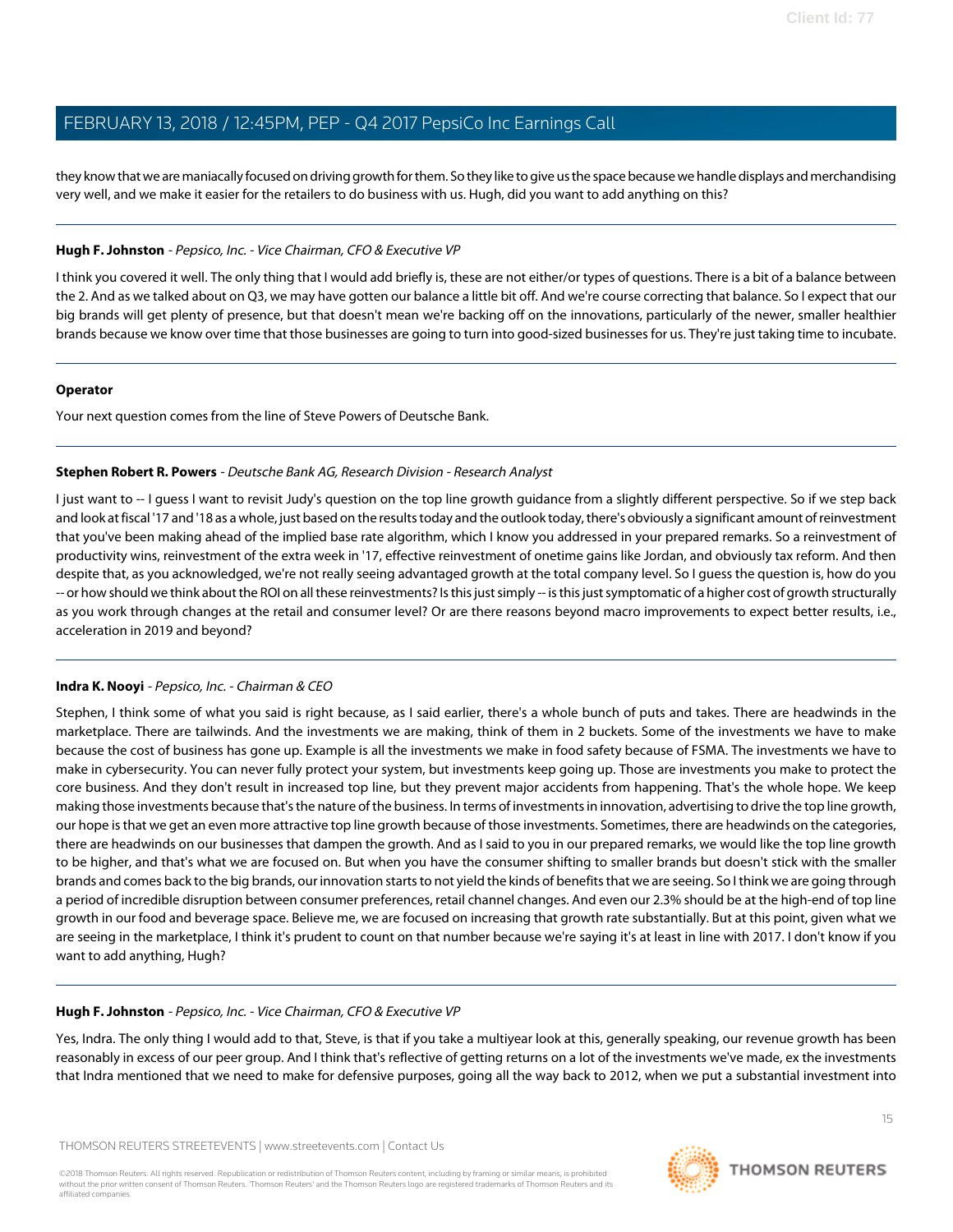they know that we are maniacally focused on driving growth for them. So they like to give us the space because we handle displays and merchandising very well, and we make it easier for the retailers to do business with us. Hugh, did you want to add anything on this?

---

**Hugh F. Johnston** - *Pepsico, Inc. - Vice Chairman, CFO & Executive VP*

I think you covered it well. The only thing that I would add briefly is, these are not either/or types of questions. There is a bit of a balance between the 2. And as we talked about on Q3, we may have gotten our balance a little bit off. And we're course correcting that balance. So I expect that our big brands will get plenty of presence, but that doesn't mean we're backing off on the innovations, particularly of the newer, smaller healthier brands because we know over time that those businesses are going to turn into good-sized businesses for us. They're just taking time to incubate.

---

**Operator**

Your next question comes from the line of Steve Powers of Deutsche Bank.

---

**Stephen Robert R. Powers** - *Deutsche Bank AG, Research Division - Research Analyst*

I just want to -- I guess I want to revisit Judy's question on the top line growth guidance from a slightly different perspective. So if we step back and look at fiscal '17 and '18 as a whole, just based on the results today and the outlook today, there's obviously a significant amount of reinvestment that you've been making ahead of the implied base rate algorithm, which I know you addressed in your prepared remarks. So a reinvestment of productivity wins, reinvestment of the extra week in '17, effective reinvestment of onetime gains like Jordan, and obviously tax reform. And then despite that, as you acknowledged, we're not really seeing advantaged growth at the total company level. So I guess the question is, how do you -- or how should we think about the ROI on all these reinvestments? Is this just simply -- is this just symptomatic of a higher cost of growth structurally as you work through changes at the retail and consumer level? Or are there reasons beyond macro improvements to expect better results, i.e., acceleration in 2019 and beyond?

---

**Indra K. Nooyi** - *Pepsico, Inc. - Chairman & CEO*

Stephen, I think some of what you said is right because, as I said earlier, there's a whole bunch of puts and takes. There are headwinds in the marketplace. There are tailwinds. And the investments we are making, think of them in 2 buckets. Some of the investments we have to make because the cost of business has gone up. Example is all the investments we make in food safety because of FSMA. The investments we have to make in cybersecurity. You can never fully protect your system, but investments keep going up. Those are investments you make to protect the core business. And they don't result in increased top line, but they prevent major accidents from happening. That's the whole hope. We keep making those investments because that's the nature of the business. In terms of investments in innovation, advertising to drive the top line growth, our hope is that we get an even more attractive top line growth because of those investments. Sometimes, there are headwinds on the categories, there are headwinds on our businesses that dampen the growth. And as I said to you in our prepared remarks, we would like the top line growth to be higher, and that's what we are focused on. But when you have the consumer shifting to smaller brands but doesn't stick with the smaller brands and comes back to the big brands, our innovation starts to not yield the kinds of benefits that we are seeing. So I think we are going through a period of incredible disruption between consumer preferences, retail channel changes. And even our 2.3% should be at the high-end of top line growth in our food and beverage space. Believe me, we are focused on increasing that growth rate substantially. But at this point, given what we are seeing in the marketplace, I think it's prudent to count on that number because we're saying it's at least in line with 2017. I don't know if you want to add anything, Hugh?

---

**Hugh F. Johnston** - *Pepsico, Inc. - Vice Chairman, CFO & Executive VP*

Yes, Indra. The only thing I would add to that, Steve, is that if you take a multiyear look at this, generally speaking, our revenue growth has been reasonably in excess of our peer group. And I think that's reflective of getting returns on a lot of the investments we've made, ex the investments that Indra mentioned that we need to make for defensive purposes, going all the way back to 2012, when we put a substantial investment into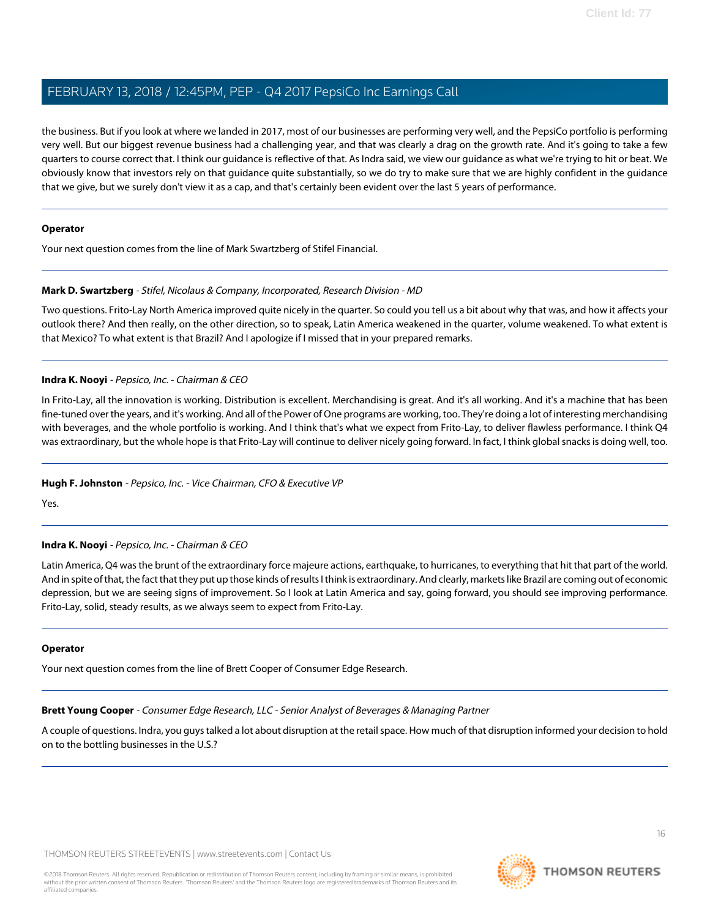the business. But if you look at where we landed in 2017, most of our businesses are performing very well, and the PepsiCo portfolio is performing very well. But our biggest revenue business had a challenging year, and that was clearly a drag on the growth rate. And it's going to take a few quarters to course correct that. I think our guidance is reflective of that. As Indra said, we view our guidance as what we're trying to hit or beat. We obviously know that investors rely on that guidance quite substantially, so we do try to make sure that we are highly confident in the guidance that we give, but we surely don't view it as a cap, and that's certainly been evident over the last 5 years of performance.

---

**Operator**

Your next question comes from the line of Mark Swartzberg of Stifel Financial.

---

**Mark D. Swartzberg** - *Stifel, Nicolaus & Company, Incorporated, Research Division - MD*

Two questions. Frito-Lay North America improved quite nicely in the quarter. So could you tell us a bit about why that was, and how it affects your outlook there? And then really, on the other direction, so to speak, Latin America weakened in the quarter, volume weakened. To what extent is that Mexico? To what extent is that Brazil? And I apologize if I missed that in your prepared remarks.

---

**Indra K. Nooyi** - *Pepsico, Inc. - Chairman & CEO*

In Frito-Lay, all the innovation is working. Distribution is excellent. Merchandising is great. And it's all working. And it's a machine that has been fine-tuned over the years, and it's working. And all of the Power of One programs are working, too. They're doing a lot of interesting merchandising with beverages, and the whole portfolio is working. And I think that's what we expect from Frito-Lay, to deliver flawless performance. I think Q4 was extraordinary, but the whole hope is that Frito-Lay will continue to deliver nicely going forward. In fact, I think global snacks is doing well, too.

---

**Hugh F. Johnston** - *Pepsico, Inc. - Vice Chairman, CFO & Executive VP*

Yes.

---

**Indra K. Nooyi** - *Pepsico, Inc. - Chairman & CEO*

Latin America, Q4 was the brunt of the extraordinary force majeure actions, earthquake, to hurricanes, to everything that hit that part of the world. And in spite of that, the fact that they put up those kinds of results I think is extraordinary. And clearly, markets like Brazil are coming out of economic depression, but we are seeing signs of improvement. So I look at Latin America and say, going forward, you should see improving performance. Frito-Lay, solid, steady results, as we always seem to expect from Frito-Lay.

---

**Operator**

Your next question comes from the line of Brett Cooper of Consumer Edge Research.

---

**Brett Young Cooper** - *Consumer Edge Research, LLC - Senior Analyst of Beverages & Managing Partner*

A couple of questions. Indra, you guys talked a lot about disruption at the retail space. How much of that disruption informed your decision to hold on to the bottling businesses in the U.S.?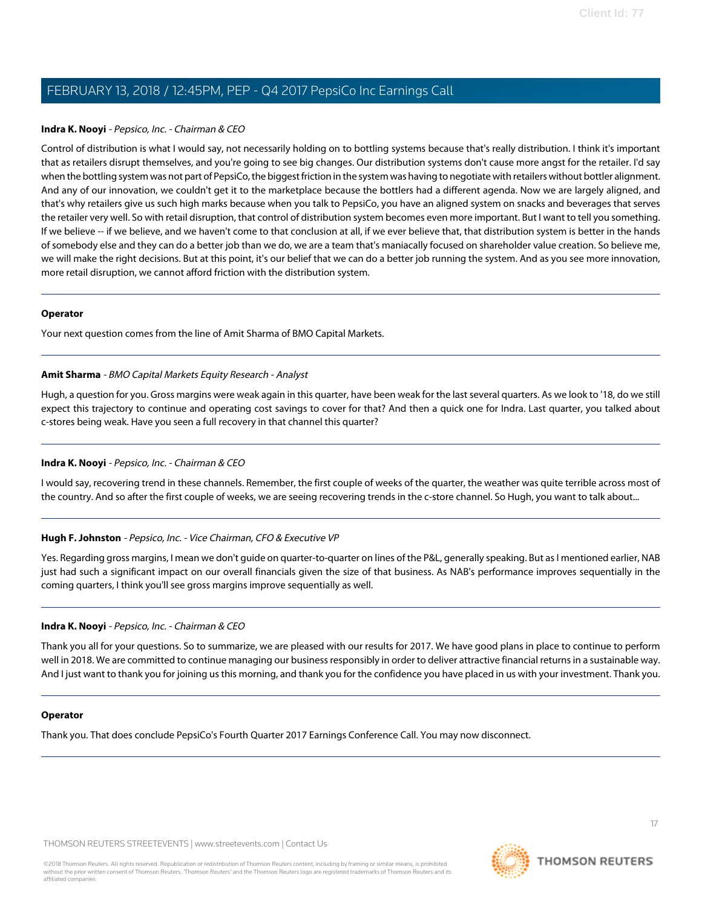**Indra K. Nooyi** - *Pepsico, Inc. - Chairman & CEO*

Control of distribution is what I would say, not necessarily holding on to bottling systems because that's really distribution. I think it's important that as retailers disrupt themselves, and you're going to see big changes. Our distribution systems don't cause more angst for the retailer. I'd say when the bottling system was not part of PepsiCo, the biggest friction in the system was having to negotiate with retailers without bottler alignment. And any of our innovation, we couldn't get it to the marketplace because the bottlers had a different agenda. Now we are largely aligned, and that's why retailers give us such high marks because when you talk to PepsiCo, you have an aligned system on snacks and beverages that serves the retailer very well. So with retail disruption, that control of distribution system becomes even more important. But I want to tell you something. If we believe -- if we believe, and we haven't come to that conclusion at all, if we ever believe that, that distribution system is better in the hands of somebody else and they can do a better job than we do, we are a team that's maniacally focused on shareholder value creation. So believe me, we will make the right decisions. But at this point, it's our belief that we can do a better job running the system. And as you see more innovation, more retail disruption, we cannot afford friction with the distribution system.

---

**Operator**

Your next question comes from the line of Amit Sharma of BMO Capital Markets.

---

**Amit Sharma** - *BMO Capital Markets Equity Research - Analyst*

Hugh, a question for you. Gross margins were weak again in this quarter, have been weak for the last several quarters. As we look to '18, do we still expect this trajectory to continue and operating cost savings to cover for that? And then a quick one for Indra. Last quarter, you talked about c-stores being weak. Have you seen a full recovery in that channel this quarter?

---

**Indra K. Nooyi** - *Pepsico, Inc. - Chairman & CEO*

I would say, recovering trend in these channels. Remember, the first couple of weeks of the quarter, the weather was quite terrible across most of the country. And so after the first couple of weeks, we are seeing recovering trends in the c-store channel. So Hugh, you want to talk about...

---

**Hugh F. Johnston** - *Pepsico, Inc. - Vice Chairman, CFO & Executive VP*

Yes. Regarding gross margins, I mean we don't guide on quarter-to-quarter on lines of the P&L, generally speaking. But as I mentioned earlier, NAB just had such a significant impact on our overall financials given the size of that business. As NAB's performance improves sequentially in the coming quarters, I think you'll see gross margins improve sequentially as well.

---

**Indra K. Nooyi** - *Pepsico, Inc. - Chairman & CEO*

Thank you all for your questions. So to summarize, we are pleased with our results for 2017. We have good plans in place to continue to perform well in 2018. We are committed to continue managing our business responsibly in order to deliver attractive financial returns in a sustainable way. And I just want to thank you for joining us this morning, and thank you for the confidence you have placed in us with your investment. Thank you.

---

**Operator**

Thank you. That does conclude PepsiCo's Fourth Quarter 2017 Earnings Conference Call. You may now disconnect.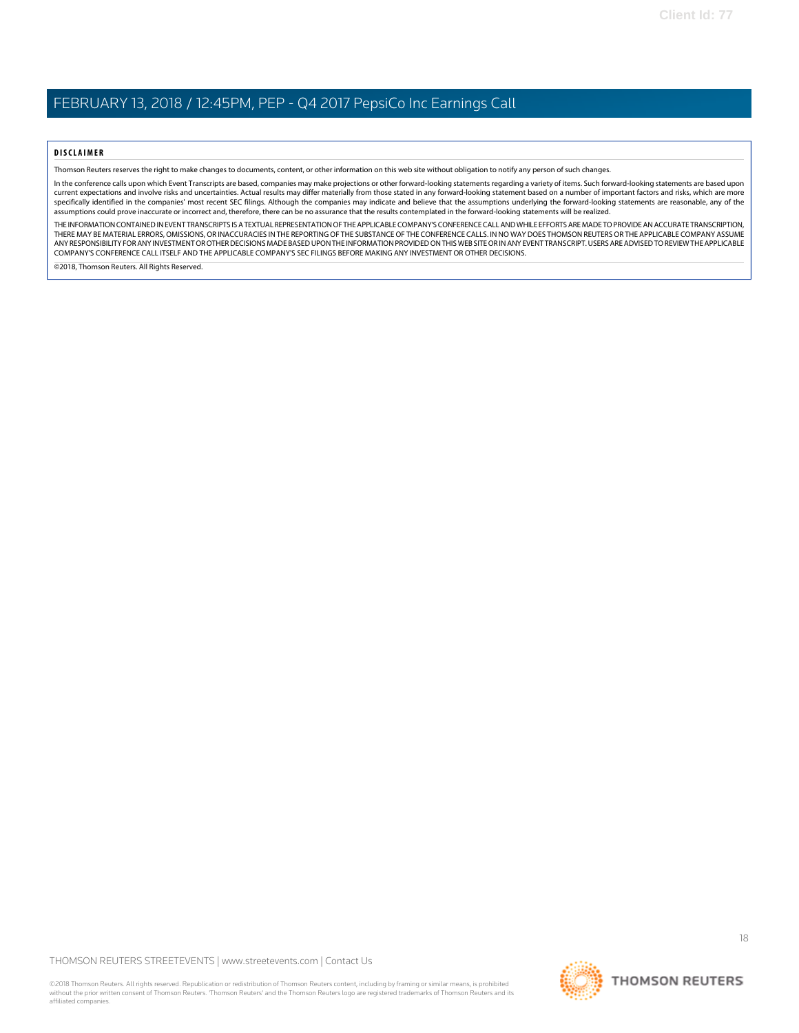## DISCLAIMER

Thomson Reuters reserves the right to make changes to documents, content, or other information on this web site without obligation to notify any person of such changes.

In the conference calls upon which Event Transcripts are based, companies may make projections or other forward-looking statements regarding a variety of items. Such forward-looking statements are based upon current expectations and involve risks and uncertainties. Actual results may differ materially from those stated in any forward-looking statement based on a number of important factors and risks, which are more specifically identified in the companies' most recent SEC filings. Although the companies may indicate and believe that the assumptions underlying the forward-looking statements are reasonable, any of the assumptions could prove inaccurate or incorrect and, therefore, there can be no assurance that the results contemplated in the forward-looking statements will be realized.

THE INFORMATION CONTAINED IN EVENT TRANSCRIPTS IS A TEXTUAL REPRESENTATION OF THE APPLICABLE COMPANY'S CONFERENCE CALL AND WHILE EFFORTS ARE MADE TO PROVIDE AN ACCURATE TRANSCRIPTION, THERE MAY BE MATERIAL ERRORS, OMISSIONS, OR INACCURACIES IN THE REPORTING OF THE SUBSTANCE OF THE CONFERENCE CALLS. IN NO WAY DOES THOMSON REUTERS OR THE APPLICABLE COMPANY ASSUME ANY RESPONSIBILITY FOR ANY INVESTMENT OR OTHER DECISIONS MADE BASED UPON THE INFORMATION PROVIDED ON THIS WEB SITE OR IN ANY EVENT TRANSCRIPT. USERS ARE ADVISED TO REVIEW THE APPLICABLE COMPANY'S CONFERENCE CALL ITSELF AND THE APPLICABLE COMPANY'S SEC FILINGS BEFORE MAKING ANY INVESTMENT OR OTHER DECISIONS.

©2018, Thomson Reuters. All Rights Reserved.